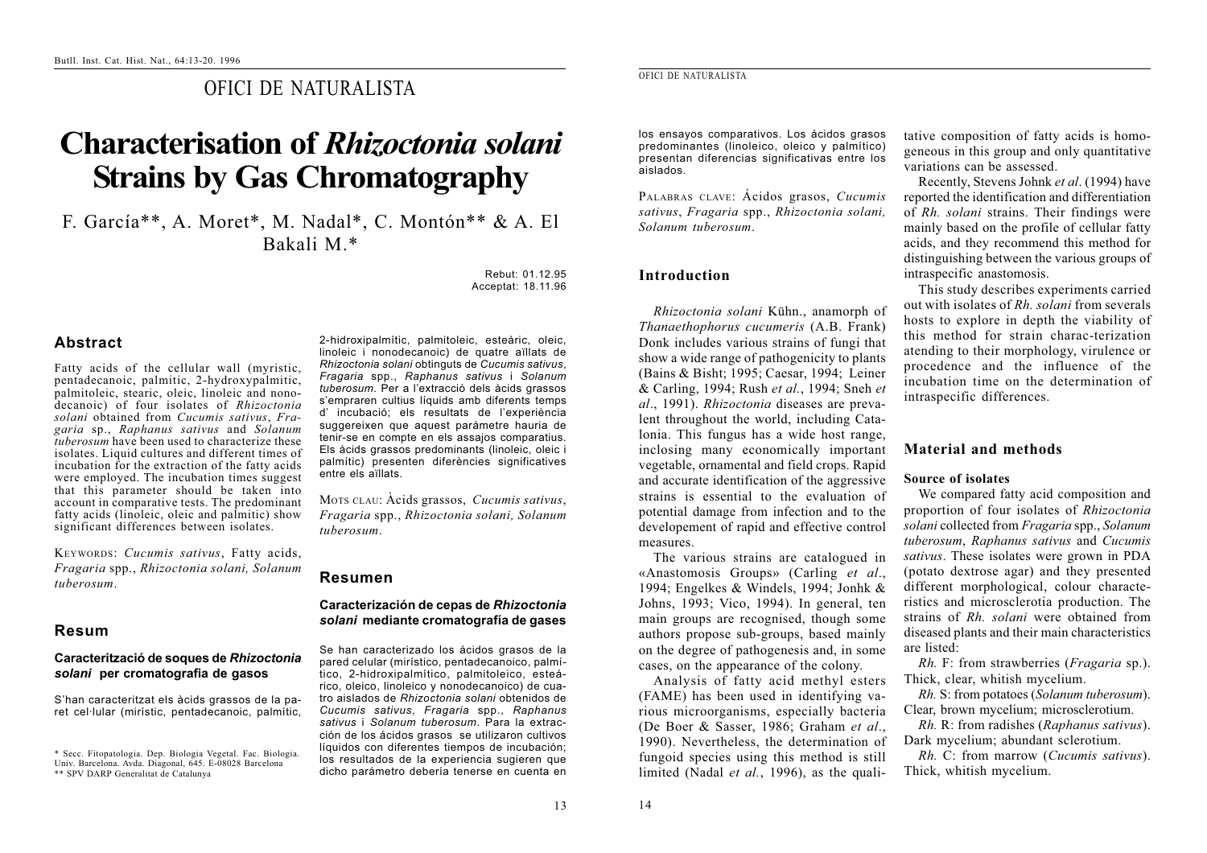# OFICI DE NATURALISTA

# Characterisation of *Rhizoctonia solani* Strains by Gas Chromatography

F. García\*\*, A. Moret\*, M. Nadal\*, C. Montón\*\* & A. El Bakali M.\*

Rebut: 01.12.95
Acceptat: 18.11.96

## Abstract

Fatty acids of the cellular wall (myristic, pentadecanoic, palmitic, 2-hydroxypalmitic, palmitoleic, stearic, oleic, linoleic and nonodecanoic) of four isolates of *Rhizoctonia solani* obtained from *Cucumis sativus*, *Fragaria* sp., *Raphanus sativus* and *Solanum tuberosum* have been used to characterize these isolates. Liquid cultures and different times of incubation for the extraction of the fatty acids were employed. The incubation times suggest that this parameter should be taken into account in comparative tests. The predominant fatty acids (linoleic, oleic and palmitic) show significant differences between isolates.

KEYWORDS: *Cucumis sativus*, Fatty acids, *Fragaria* spp., *Rhizoctonia solani, Solanum tuberosum*.

## Resum

### Caracterització de soques de *Rhizoctonia solani* per cromatografia de gasos

S'han caracteritzat els àcids grassos de la paret cel·lular (mirístic, pentadecanoic, palmític, 2-hidroxipalmític, palmitoleic, esteàric, oleic, linoleic i nonodecanoic) de quatre aïllats de *Rhizoctonia solani* obtinguts de *Cucumis sativus*, *Fragaria* spp., *Raphanus sativus* i *Solanum tuberosum*. Per a l'extracció dels àcids grassos s'empraren cultius líquids amb diferents temps d' incubació; els resultats de l'experiència suggereixen que aquest paràmetre hauria de tenir-se en compte en els assajos comparatius. Els àcids grassos predominants (linoleic, oleic i palmític) presenten diferències significatives entre els aïllats.

MOTS CLAU: Àcids grassos, *Cucumis sativus*, *Fragaria* spp., *Rhizoctonia solani, Solanum tuberosum*.

## Resumen

### Caracterización de cepas de *Rhizoctonia solani* mediante cromatografía de gases

Se han caracterizado los ácidos grasos de la pared celular (mirístico, pentadecanoico, palmítico, 2-hidroxipalmítico, palmitoleico, esteárico, oleico, linoleico y nonodecanoico) de cuatro aislados de *Rhizoctonia solani* obtenidos de *Cucumis sativus*, *Fragaria* spp., *Raphanus sativus* i *Solanum tuberosum*. Para la extracción de los ácidos grasos se utilizaron cultivos líquidos con diferentes tiempos de incubación; los resultados de la experiencia sugieren que dicho parámetro debería tenerse en cuenta en los ensayos comparativos. Los ácidos grasos predominantes (linoleico, oleico y palmítico) presentan diferencias significativas entre los aislados.

PALABRAS CLAVE: Ácidos grasos, *Cucumis sativus*, *Fragaria* spp., *Rhizoctonia solani, Solanum tuberosum*.

\* Secc. Fitopatologia. Dep. Biologia Vegetal. Fac. Biologia. Univ. Barcelona. Avda. Diagonal, 645. E-08028 Barcelona
\*\* SPV DARP Generalitat de Catalunya

## Introduction

*Rhizoctonia solani* Kühn., anamorph of *Thanaethophorus cucumeris* (A.B. Frank) Donk includes various strains of fungi that show a wide range of pathogenicity to plants (Bains & Bisht; 1995; Caesar, 1994; Leiner & Carling, 1994; Rush *et al.*, 1994; Sneh *et al.*, 1991). *Rhizoctonia* diseases are prevalent throughout the world, including Catalonia. This fungus has a wide host range, inclosing many economically important vegetable, ornamental and field crops. Rapid and accurate identification of the aggressive strains is essential to the evaluation of potential damage from infection and to the developement of rapid and effective control measures.

The various strains are catalogued in «Anastomosis Groups» (Carling *et al.*, 1994; Engelkes & Windels, 1994; Jonhk & Johns, 1993; Vico, 1994). In general, ten main groups are recognised, though some authors propose sub-groups, based mainly on the degree of pathogenesis and, in some cases, on the appearance of the colony.

Analysis of fatty acid methyl esters (FAME) has been used in identifying various microorganisms, especially bacteria (De Boer & Sasser, 1986; Graham *et al.*, 1990). Nevertheless, the determination of fungoid species using this method is still limited (Nadal *et al.*, 1996), as the qualitative composition of fatty acids is homogeneous in this group and only quantitative variations can be assessed.

Recently, Stevens Johnk *et al*. (1994) have reported the identification and differentiation of *Rh. solani* strains. Their findings were mainly based on the profile of cellular fatty acids, and they recommend this method for distinguishing between the various groups of intraspecific anastomosis.

This study describes experiments carried out with isolates of *Rh. solani* from severals hosts to explore in depth the viability of this method for strain charac-terization atending to their morphology, virulence or procedence and the influence of the incubation time on the determination of intraspecific differences.

## Material and methods

### Source of isolates

We compared fatty acid composition and proportion of four isolates of *Rhizoctonia solani* collected from *Fragaria* spp., *Solanum tuberosum*, *Raphanus sativus* and *Cucumis sativus*. These isolates were grown in PDA (potato dextrose agar) and they presented different morphological, colour characteristics and microsclerotia production. The strains of *Rh. solani* were obtained from diseased plants and their main characteristics are listed:

*Rh.* F: from strawberries (*Fragaria* sp.). Thick, clear, whitish mycelium.

*Rh.* S: from potatoes (*Solanum tuberosum*). Clear, brown mycelium; microsclerotium.

*Rh.* R: from radishes (*Raphanus sativus*). Dark mycelium; abundant sclerotium.

*Rh.* C: from marrow (*Cucumis sativus*). Thick, whitish mycelium.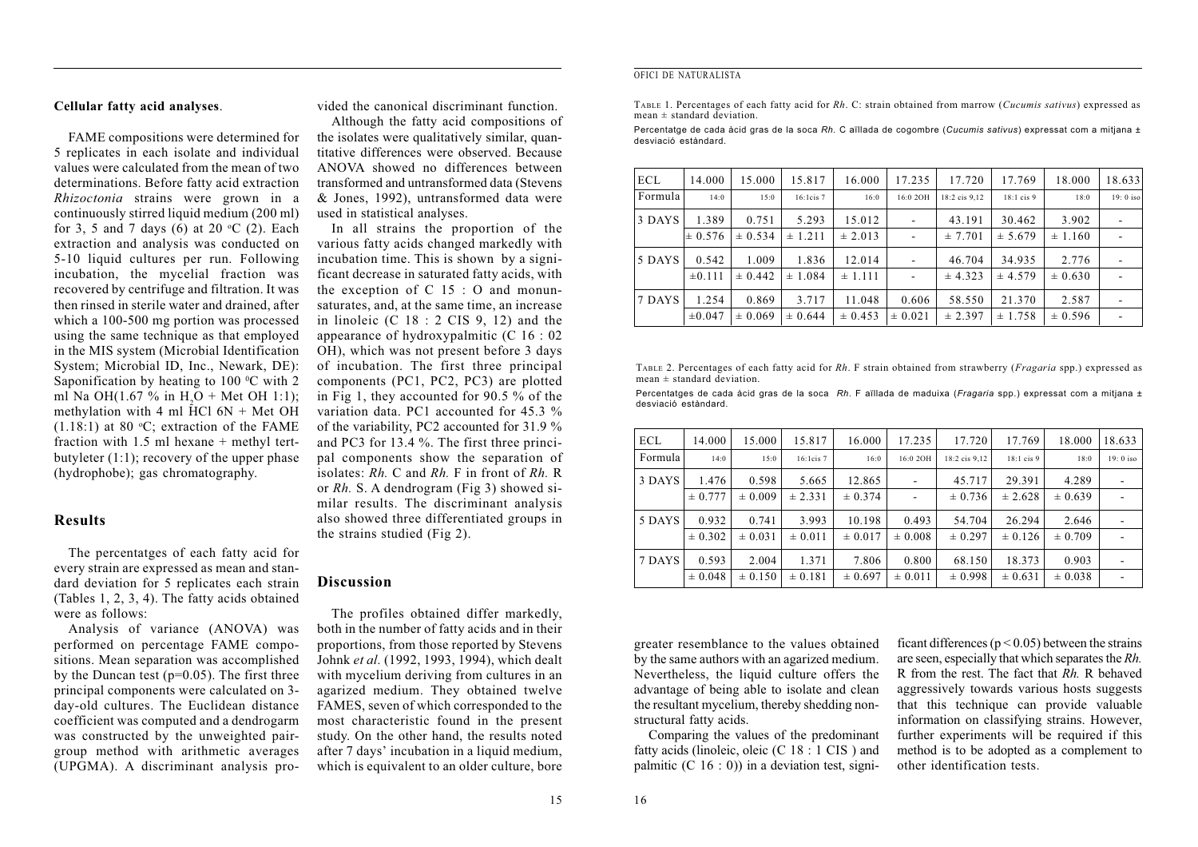**Cellular fatty acid analyses**.

FAME compositions were determined for 5 replicates in each isolate and individual values were calculated from the mean of two determinations. Before fatty acid extraction *Rhizoctonia* strains were grown in a continuously stirred liquid medium (200 ml) for 3, 5 and 7 days (6) at 20 ºC (2). Each extraction and analysis was conducted on 5-10 liquid cultures per run. Following incubation, the mycelial fraction was recovered by centrifuge and filtration. It was then rinsed in sterile water and drained, after which a 100-500 mg portion was processed using the same technique as that employed in the MIS system (Microbial Identification System; Microbial ID, Inc., Newark, DE): Saponification by heating to 100 ºC with 2 ml Na OH(1.67 % in $H_2O$ + Met OH 1:1); methylation with 4 ml HCl 6N + Met OH (1.18:1) at 80 ºC; extraction of the FAME fraction with 1.5 ml hexane + methyl tert-butyleter (1:1); recovery of the upper phase (hydrophobe); gas chromatography.

## Results

The percentatges of each fatty acid for every strain are expressed as mean and standard deviation for 5 replicates each strain (Tables 1, 2, 3, 4). The fatty acids obtained were as follows:

Analysis of variance (ANOVA) was performed on percentage FAME compositions. Mean separation was accomplished by the Duncan test (p=0.05). The first three principal components were calculated on 3-day-old cultures. The Euclidean distance coefficient was computed and a dendrogarm was constructed by the unweighted pair-group method with arithmetic averages (UPGMA). A discriminant analysis provided the canonical discriminant function.

Although the fatty acid compositions of the isolates were qualitatively similar, quantitative differences were observed. Because ANOVA showed no differences between transformed and untransformed data (Stevens & Jones, 1992), untransformed data were used in statistical analyses.

In all strains the proportion of the various fatty acids changed markedly with incubation time. This is shown by a significant decrease in saturated fatty acids, with the exception of C 15 : O and monunsaturates, and, at the same time, an increase in linoleic (C 18 : 2 CIS 9, 12) and the appearance of hydroxypalmitic (C 16 : 02 OH), which was not present before 3 days of incubation. The first three principal components (PC1, PC2, PC3) are plotted in Fig 1, they accounted for 90.5 % of the variation data. PC1 accounted for 45.3 % of the variability, PC2 accounted for 31.9 % and PC3 for 13.4 %. The first three principal components show the separation of isolates: *Rh.* C and *Rh.* F in front of *Rh.* R or *Rh.* S. A dendrogram (Fig 3) showed similar results. The discriminant analysis also showed three differentiated groups in the strains studied (Fig 2).

## Discussion

The profiles obtained differ markedly, both in the number of fatty acids and in their proportions, from those reported by Stevens Johnk *et al.* (1992, 1993, 1994), which dealt with mycelium deriving from cultures in an agarized medium. They obtained twelve FAMES, seven of which corresponded to the most characteristic found in the present study. On the other hand, the results noted after 7 days' incubation in a liquid medium, which is equivalent to an older culture, bore greater resemblance to the values obtained by the same authors with an agarized medium. Nevertheless, the liquid culture offers the advantage of being able to isolate and clean the resultant mycelium, thereby shedding non-structural fatty acids.

Comparing the values of the predominant fatty acids (linoleic, oleic (C 18 : 1 CIS ) and palmitic (C 16 : 0)) in a deviation test, significant differences ($p < 0.05$) between the strains are seen, especially that which separates the *Rh.* R from the rest. The fact that *Rh.* R behaved aggressively towards various hosts suggests that this technique can provide valuable information on classifying strains. However, further experiments will be required if this method is to be adopted as a complement to other identification tests.

TABLE 1. Percentages of each fatty acid for *Rh*. C: strain obtained from marrow (*Cucumis sativus*) expressed as mean ± standard deviation.

Percentatge de cada àcid gras de la soca *Rh*. C aïllada de cogombre (*Cucumis sativus*) expressat com a mitjana ± desviació estàndard.

| ECL | 14.000 | 15.000 | 15.817 | 16.000 | 17.235 | 17.720 | 17.769 | 18.000 | 18.633 |
|---|---|---|---|---|---|---|---|---|---|
| Formula | 14:0 | 15:0 | 16:1cis 7 | 16:0 | 16:0 2OH | 18:2 cis 9,12 | 18:1 cis 9 | 18:0 | 19: 0 iso |
| 3 DAYS | 1.389 | 0.751 | 5.293 | 15.012 | - | 43.191 | 30.462 | 3.902 | - |
| | ± 0.576 | ± 0.534 | ± 1.211 | ± 2.013 | - | ± 7.701 | ± 5.679 | ± 1.160 | - |
| 5 DAYS | 0.542 | 1.009 | 1.836 | 12.014 | - | 46.704 | 34.935 | 2.776 | - |
| | ±0.111 | ± 0.442 | ± 1.084 | ± 1.111 | - | ± 4.323 | ± 4.579 | ± 0.630 | - |
| 7 DAYS | 1.254 | 0.869 | 3.717 | 11.048 | 0.606 | 58.550 | 21.370 | 2.587 | - |
| | ±0.047 | ± 0.069 | ± 0.644 | ± 0.453 | ± 0.021 | ± 2.397 | ± 1.758 | ± 0.596 | - |

TABLE 2. Percentages of each fatty acid for *Rh*. F strain obtained from strawberry (*Fragaria* spp.) expressed as mean ± standard deviation.

Percentatges de cada àcid gras de la soca *Rh*. F aïllada de maduixa (*Fragaria* spp.) expressat com a mitjana ± desviació estàndard.

| ECL | 14.000 | 15.000 | 15.817 | 16.000 | 17.235 | 17.720 | 17.769 | 18.000 | 18.633 |
|---|---|---|---|---|---|---|---|---|---|
| Formula | 14:0 | 15:0 | 16:1cis 7 | 16:0 | 16:0 2OH | 18:2 cis 9,12 | 18:1 cis 9 | 18:0 | 19: 0 iso |
| 3 DAYS | 1.476 | 0.598 | 5.665 | 12.865 | - | 45.717 | 29.391 | 4.289 | - |
| | ± 0.777 | ± 0.009 | ± 2.331 | ± 0.374 | - | ± 0.736 | ± 2.628 | ± 0.639 | - |
| 5 DAYS | 0.932 | 0.741 | 3.993 | 10.198 | 0.493 | 54.704 | 26.294 | 2.646 | - |
| | ± 0.302 | ± 0.031 | ± 0.011 | ± 0.017 | ± 0.008 | ± 0.297 | ± 0.126 | ± 0.709 | - |
| 7 DAYS | 0.593 | 2.004 | 1.371 | 7.806 | 0.800 | 68.150 | 18.373 | 0.903 | - |
| | ± 0.048 | ± 0.150 | ± 0.181 | ± 0.697 | ± 0.011 | ± 0.998 | ± 0.631 | ± 0.038 | - |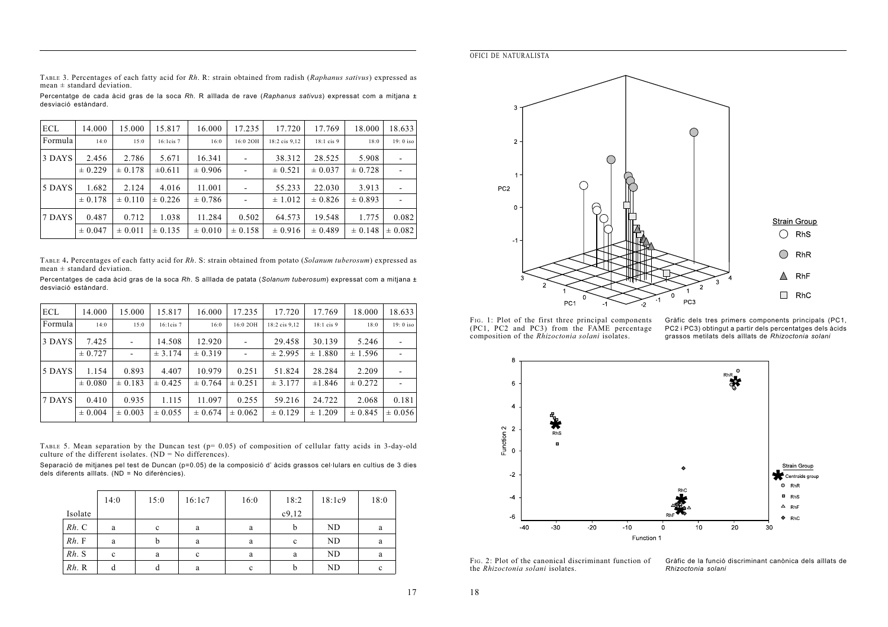TABLE 3. Percentages of each fatty acid for *Rh*. R: strain obtained from radish (*Raphanus sativus*) expressed as mean ± standard deviation.

Percentatge de cada àcid gras de la soca *Rh*. R aïllada de rave (*Raphanus sativus*) expressat com a mitjana ± desviació estàndard.

| ECL | 14.000 | 15.000 | 15.817 | 16.000 | 17.235 | 17.720 | 17.769 | 18.000 | 18.633 |
|---|---|---|---|---|---|---|---|---|---|
| Formula | 14:0 | 15:0 | 16:1cis 7 | 16:0 | 16:0 2OH | 18:2 cis 9,12 | 18:1 cis 9 | 18:0 | 19: 0 iso |
| 3 DAYS | 2.456 | 2.786 | 5.671 | 16.341 | - | 38.312 | 28.525 | 5.908 | - |
| | ± 0.229 | ± 0.178 | ±0.611 | ± 0.906 | - | ± 0.521 | ± 0.037 | ± 0.728 | - |
| 5 DAYS | 1.682 | 2.124 | 4.016 | 11.001 | - | 55.233 | 22.030 | 3.913 | - |
| | ± 0.178 | ± 0.110 | ± 0.226 | ± 0.786 | - | ± 1.012 | ± 0.826 | ± 0.893 | - |
| 7 DAYS | 0.487 | 0.712 | 1.038 | 11.284 | 0.502 | 64.573 | 19.548 | 1.775 | 0.082 |
| | ± 0.047 | ± 0.011 | ± 0.135 | ± 0.010 | ± 0.158 | ± 0.916 | ± 0.489 | ± 0.148 | ± 0.082 |

TABLE 4. Percentages of each fatty acid for *Rh*. S: strain obtained from potato (*Solanum tuberosum*) expressed as mean ± standard deviation.

Percentatges de cada àcid gras de la soca *Rh*. S aïllada de patata (*Solanum tuberosum*) expressat com a mitjana ± desviació estàndard.

| ECL | 14.000 | 15.000 | 15.817 | 16.000 | 17.235 | 17.720 | 17.769 | 18.000 | 18.633 |
|---|---|---|---|---|---|---|---|---|---|
| Formula | 14:0 | 15:0 | 16:1cis 7 | 16:0 | 16:0 2OH | 18:2 cis 9,12 | 18:1 cis 9 | 18:0 | 19: 0 iso |
| 3 DAYS | 7.425 | - | 14.508 | 12.920 | - | 29.458 | 30.139 | 5.246 | - |
| | ± 0.727 | - | ± 3.174 | ± 0.319 | - | ± 2.995 | ± 1.880 | ± 1.596 | - |
| 5 DAYS | 1.154 | 0.893 | 4.407 | 10.979 | 0.251 | 51.824 | 28.284 | 2.209 | - |
| | ± 0.080 | ± 0.183 | ± 0.425 | ± 0.764 | ± 0.251 | ± 3.177 | ±1.846 | ± 0.272 | - |
| 7 DAYS | 0.410 | 0.935 | 1.115 | 11.097 | 0.255 | 59.216 | 24.722 | 2.068 | 0.181 |
| | ± 0.004 | ± 0.003 | ± 0.055 | ± 0.674 | ± 0.062 | ± 0.129 | ± 1.209 | ± 0.845 | ± 0.056 |

TABLE 5. Mean separation by the Duncan test ($p = 0.05$) of composition of cellular fatty acids in 3-day-old culture of the different isolates. (ND = No differences).

Separació de mitjanes pel test de Duncan ($p=0.05$) de la composició d' àcids grassos cel·lulars en cultius de 3 dies dels diferents aïllats. (ND = No diferències).

| Isolate | 14:0 | 15:0 | 16:1c7 | 16:0 | 18:2 c9,12 | 18:1c9 | 18:0 |
|---|---|---|---|---|---|---|---|
| *Rh*. C | a | c | a | a | b | ND | a |
| *Rh*. F | a | b | a | a | c | ND | a |
| *Rh*. S | c | a | c | a | a | ND | a |
| *Rh*. R | d | d | a | c | b | ND | c |

FIG. 1: Plot of the first three principal components (PC1, PC2 and PC3) from the FAME percentage composition of the *Rhizoctonia solani* isolates.

Gràfic dels tres primers components principals (PC1, PC2 i PC3) obtingut a partir dels percentatges dels àcids grassos metilats dels aïllats de *Rhizoctonia solani*

FIG. 2: Plot of the canonical discriminant function of the *Rhizoctonia solani* isolates.

Gràfic de la funció discriminant canònica dels aïllats de *Rhizoctonia solani*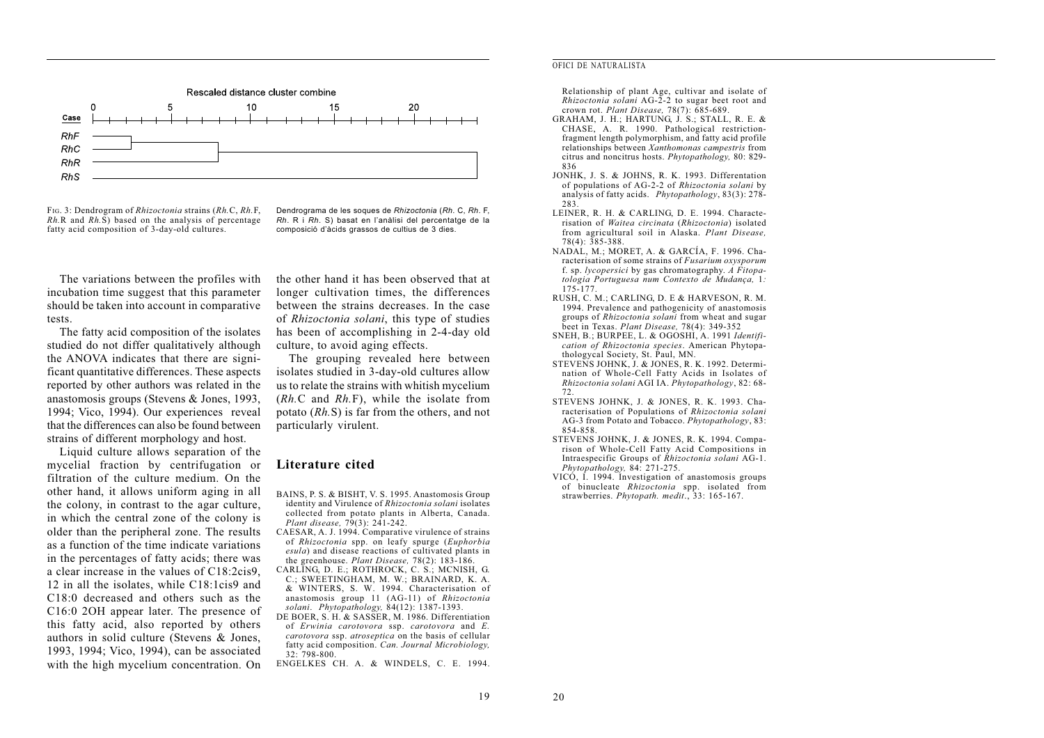Rescaled distance cluster combine

0 5 10 15 20

Case

RhF

RhC

RhR

RhS

FIG. 3: Dendrogram of *Rhizoctonia* strains (*Rh.*C, *Rh.*F, *Rh.*R and *Rh.*S) based on the analysis of percentage fatty acid composition of 3-day-old cultures.

Dendrograma de les soques de *Rhizoctonia* (*Rh.* C, *Rh.* F, *Rh.* R i *Rh.* S) basat en l'anàlisi del percentatge de la composició d'àcids grassos de cultius de 3 dies.

The variations between the profiles with incubation time suggest that this parameter should be taken into account in comparative tests.

The fatty acid composition of the isolates studied do not differ qualitatively although the ANOVA indicates that there are significant quantitative differences. These aspects reported by other authors was related in the anastomosis groups (Stevens & Jones, 1993, 1994; Vico, 1994). Our experiences reveal that the differences can also be found between strains of different morphology and host.

Liquid culture allows separation of the mycelial fraction by centrifugation or filtration of the culture medium. On the other hand, it allows uniform aging in all the colony, in contrast to the agar culture, in which the central zone of the colony is older than the peripheral zone. The results as a function of the time indicate variations in the percentages of fatty acids; there was a clear increase in the values of C18:2cis9, 12 in all the isolates, while C18:1cis9 and C18:0 decreased and others such as the C16:0 2OH appear later. The presence of this fatty acid, also reported by others authors in solid culture (Stevens & Jones, 1993, 1994; Vico, 1994), can be associated with the high mycelium concentration. On the other hand it has been observed that at longer cultivation times, the differences between the strains decreases. In the case of *Rhizoctonia solani*, this type of studies has been of accomplishing in 2-4-day old culture, to avoid aging effects.

The grouping revealed here between isolates studied in 3-day-old cultures allow us to relate the strains with whitish mycelium (*Rh.*C and *Rh.*F), while the isolate from potato (*Rh.*S) is far from the others, and not particularly virulent.

## Literature cited

BAINS, P. S. & BISHT, V. S. 1995. Anastomosis Group identity and Virulence of *Rhizoctonia solani* isolates collected from potato plants in Alberta, Canada. *Plant disease,* 79(3): 241-242.

CAESAR, A. J. 1994. Comparative virulence of strains of *Rhizoctonia* spp. on leafy spurge (*Euphorbia esula*) and disease reactions of cultivated plants in the greenhouse. *Plant Disease,* 78(2): 183-186.

CARLING, D. E.; ROTHROCK, C. S.; MCNISH, G. C.; SWEETINGHAM, M. W.; BRAINARD, K. A. & WINTERS, S. W. 1994. Characterisation of anastomosis group 11 (AG-11) of *Rhizoctonia solani*. *Phytopathology,* 84(12): 1387-1393.

DE BOER, S. H. & SASSER, M. 1986. Differentiation of *Erwinia carotovora* ssp. *carotovora* and *E. carotovora* ssp. *atroseptica* on the basis of cellular fatty acid composition. *Can. Journal Microbiology,* 32: 798-800.

ENGELKES CH. A. & WINDELS, C. E. 1994. Relationship of plant Age, cultivar and isolate of *Rhizoctonia solani* AG-2-2 to sugar beet root and crown rot. *Plant Disease,* 78(7): 685-689.

GRAHAM, J. H.; HARTUNG, J. S.; STALL, R. E. & CHASE, A. R. 1990. Pathological restriction-fragment length polymorphism, and fatty acid profile relationships between *Xanthomonas campestris* from citrus and noncitrus hosts. *Phytopathology,* 80: 829-836

JONHK, J. S. & JOHNS, R. K. 1993. Differentation of populations of AG-2-2 of *Rhizoctonia solani* by analysis of fatty acids. *Phytopathology*, 83(3): 278-283.

LEINER, R. H. & CARLING, D. E. 1994. Characterisation of *Waitea circinata* (*Rhizoctonia*) isolated from agricultural soil in Alaska. *Plant Disease,* 78(4): 385-388.

NADAL, M.; MORET, A. & GARCÍA, F. 1996. Characterisation of some strains of *Fusarium oxysporum* f. sp. *lycopersici* by gas chromatography. *A Fitopatologia Portuguesa num Contexto de Mudança,* 1*:* 175-177.

RUSH, C. M.; CARLING, D. E & HARVESON, R. M. 1994. Prevalence and pathogenicity of anastomosis groups of *Rhizoctonia solani* from wheat and sugar beet in Texas. *Plant Disease,* 78(4): 349-352

SNEH, B.; BURPEE, L. & OGOSHI, A. 1991 *Identification of Rhizoctonia species*. American Phytopathologycal Society, St. Paul, MN.

STEVENS JOHNK, J. & JONES, R. K. 1992. Determination of Whole-Cell Fatty Acids in Isolates of *Rhizoctonia solani* AGI IA. *Phytopathology*, 82: 68-72.

STEVENS JOHNK, J. & JONES, R. K. 1993. Characterisation of Populations of *Rhizoctonia solani* AG-3 from Potato and Tobacco. *Phytopathology*, 83: 854-858.

STEVENS JOHNK, J. & JONES, R. K. 1994. Comparison of Whole-Cell Fatty Acid Compositions in Intraespecific Groups of *Rhizoctonia solani* AG-1. *Phytopathology,* 84: 271-275.

VICO, I. 1994. Investigation of anastomosis groups of binucleate *Rhizoctonia* spp. isolated from strawberries. *Phytopath. medit.*, 33: 165-167.